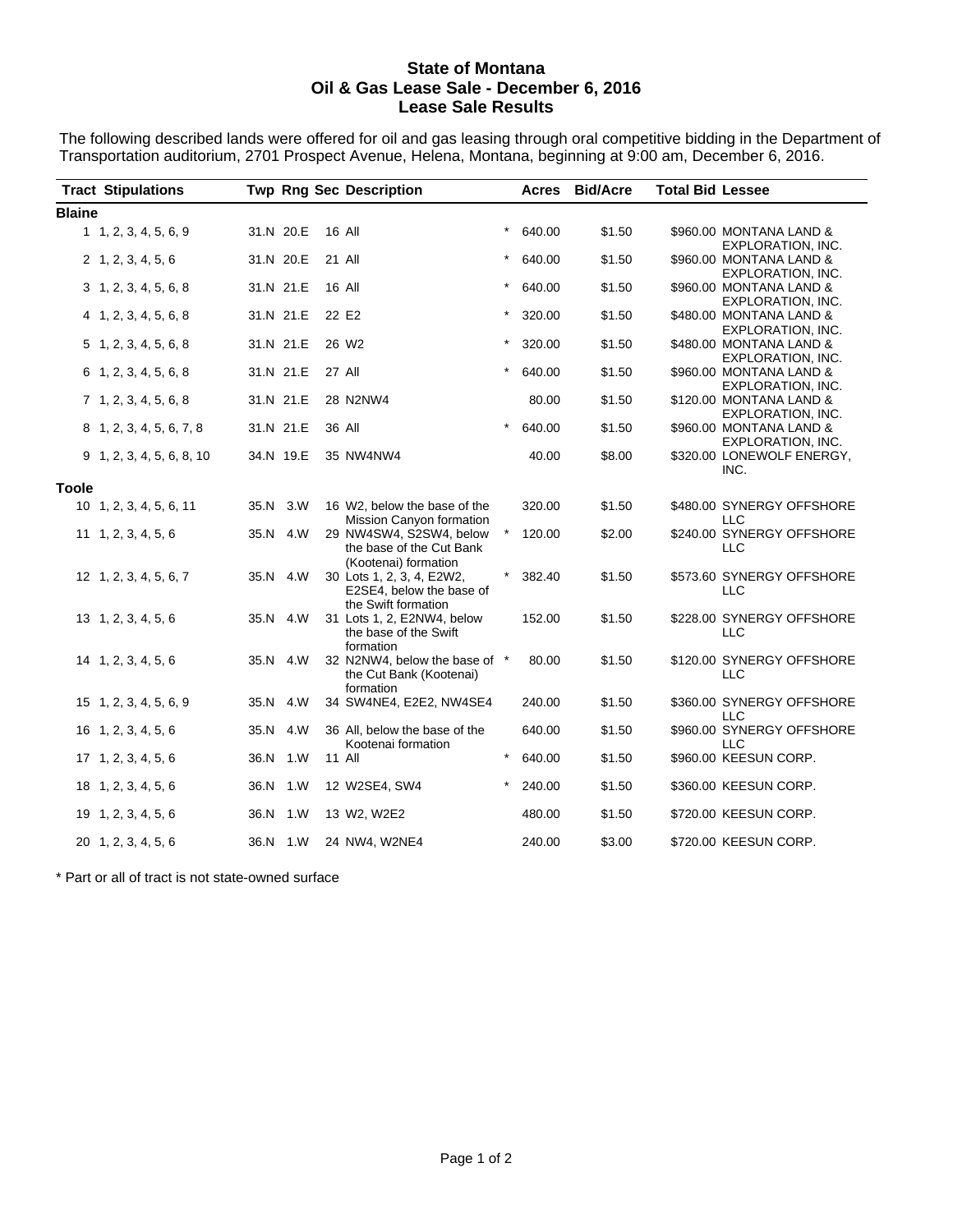# State of Montana
## Oil & Gas Lease Sale - December 6, 2016
## Lease Sale Results

The following described lands were offered for oil and gas leasing through oral competitive bidding in the Department of Transportation auditorium, 2701 Prospect Avenue, Helena, Montana, beginning at 9:00 am, December 6, 2016.

| Tract | Stipulations | Twp | Rng | Sec | Description | | Acres | Bid/Acre | Total Bid | Lessee |
|---|---|---|---|---|---|---|---|---|---|---|
| **Blaine** | | | | | | | | | | |
| 1 | 1, 2, 3, 4, 5, 6, 9 | 31.N | 20.E | 16 | All | * | 640.00 | $1.50 | $960.00 | MONTANA LAND & EXPLORATION, INC. |
| 2 | 1, 2, 3, 4, 5, 6 | 31.N | 20.E | 21 | All | * | 640.00 | $1.50 | $960.00 | MONTANA LAND & EXPLORATION, INC. |
| 3 | 1, 2, 3, 4, 5, 6, 8 | 31.N | 21.E | 16 | All | * | 640.00 | $1.50 | $960.00 | MONTANA LAND & EXPLORATION, INC. |
| 4 | 1, 2, 3, 4, 5, 6, 8 | 31.N | 21.E | 22 | E2 | * | 320.00 | $1.50 | $480.00 | MONTANA LAND & EXPLORATION, INC. |
| 5 | 1, 2, 3, 4, 5, 6, 8 | 31.N | 21.E | 26 | W2 | * | 320.00 | $1.50 | $480.00 | MONTANA LAND & EXPLORATION, INC. |
| 6 | 1, 2, 3, 4, 5, 6, 8 | 31.N | 21.E | 27 | All | * | 640.00 | $1.50 | $960.00 | MONTANA LAND & EXPLORATION, INC. |
| 7 | 1, 2, 3, 4, 5, 6, 8 | 31.N | 21.E | 28 | N2NW4 | | 80.00 | $1.50 | $120.00 | MONTANA LAND & EXPLORATION, INC. |
| 8 | 1, 2, 3, 4, 5, 6, 7, 8 | 31.N | 21.E | 36 | All | * | 640.00 | $1.50 | $960.00 | MONTANA LAND & EXPLORATION, INC. |
| 9 | 1, 2, 3, 4, 5, 6, 8, 10 | 34.N | 19.E | 35 | NW4NW4 | | 40.00 | $8.00 | $320.00 | LONEWOLF ENERGY, INC. |
| **Toole** | | | | | | | | | | |
| 10 | 1, 2, 3, 4, 5, 6, 11 | 35.N | 3.W | 16 | W2, below the base of the Mission Canyon formation | | 320.00 | $1.50 | $480.00 | SYNERGY OFFSHORE LLC |
| 11 | 1, 2, 3, 4, 5, 6 | 35.N | 4.W | 29 | NW4SW4, S2SW4, below the base of the Cut Bank (Kootenai) formation | * | 120.00 | $2.00 | $240.00 | SYNERGY OFFSHORE LLC |
| 12 | 1, 2, 3, 4, 5, 6, 7 | 35.N | 4.W | 30 | Lots 1, 2, 3, 4, E2W2, E2SE4, below the base of the Swift formation | * | 382.40 | $1.50 | $573.60 | SYNERGY OFFSHORE LLC |
| 13 | 1, 2, 3, 4, 5, 6 | 35.N | 4.W | 31 | Lots 1, 2, E2NW4, below the base of the Swift formation | | 152.00 | $1.50 | $228.00 | SYNERGY OFFSHORE LLC |
| 14 | 1, 2, 3, 4, 5, 6 | 35.N | 4.W | 32 | N2NW4, below the base of the Cut Bank (Kootenai) formation | * | 80.00 | $1.50 | $120.00 | SYNERGY OFFSHORE LLC |
| 15 | 1, 2, 3, 4, 5, 6, 9 | 35.N | 4.W | 34 | SW4NE4, E2E2, NW4SE4 | | 240.00 | $1.50 | $360.00 | SYNERGY OFFSHORE LLC |
| 16 | 1, 2, 3, 4, 5, 6 | 35.N | 4.W | 36 | All, below the base of the Kootenai formation | | 640.00 | $1.50 | $960.00 | SYNERGY OFFSHORE LLC |
| 17 | 1, 2, 3, 4, 5, 6 | 36.N | 1.W | 11 | All | * | 640.00 | $1.50 | $960.00 | KEESUN CORP. |
| 18 | 1, 2, 3, 4, 5, 6 | 36.N | 1.W | 12 | W2SE4, SW4 | * | 240.00 | $1.50 | $360.00 | KEESUN CORP. |
| 19 | 1, 2, 3, 4, 5, 6 | 36.N | 1.W | 13 | W2, W2E2 | | 480.00 | $1.50 | $720.00 | KEESUN CORP. |
| 20 | 1, 2, 3, 4, 5, 6 | 36.N | 1.W | 24 | NW4, W2NE4 | | 240.00 | $3.00 | $720.00 | KEESUN CORP. |

\* Part or all of tract is not state-owned surface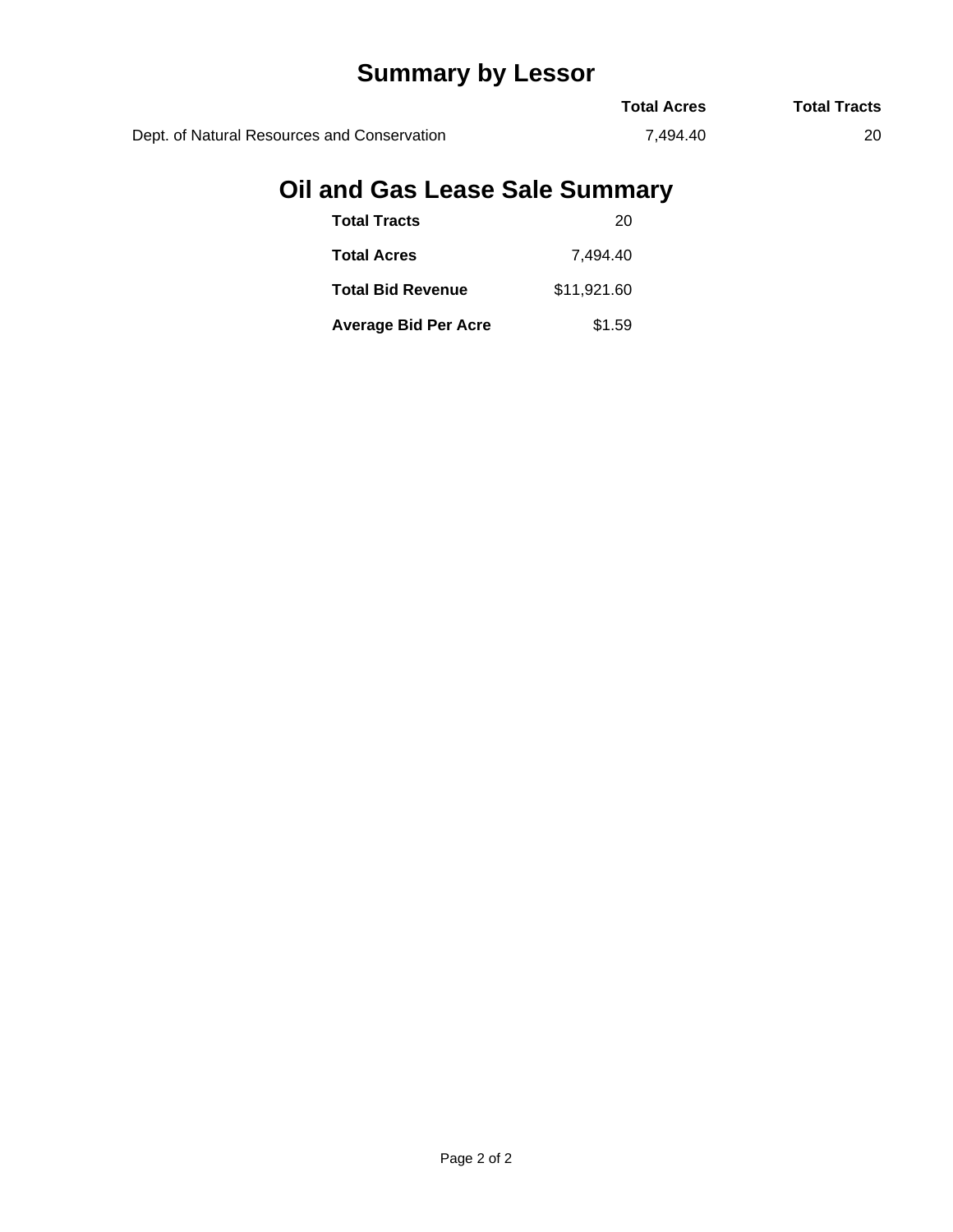## Summary by Lessor

| | Total Acres | Total Tracts |
|---|---|---|
| Dept. of Natural Resources and Conservation | 7,494.40 | 20 |

## Oil and Gas Lease Sale Summary

| | |
|---|---|
| **Total Tracts** | 20 |
| **Total Acres** | 7,494.40 |
| **Total Bid Revenue** | $11,921.60 |
| **Average Bid Per Acre** | $1.59 |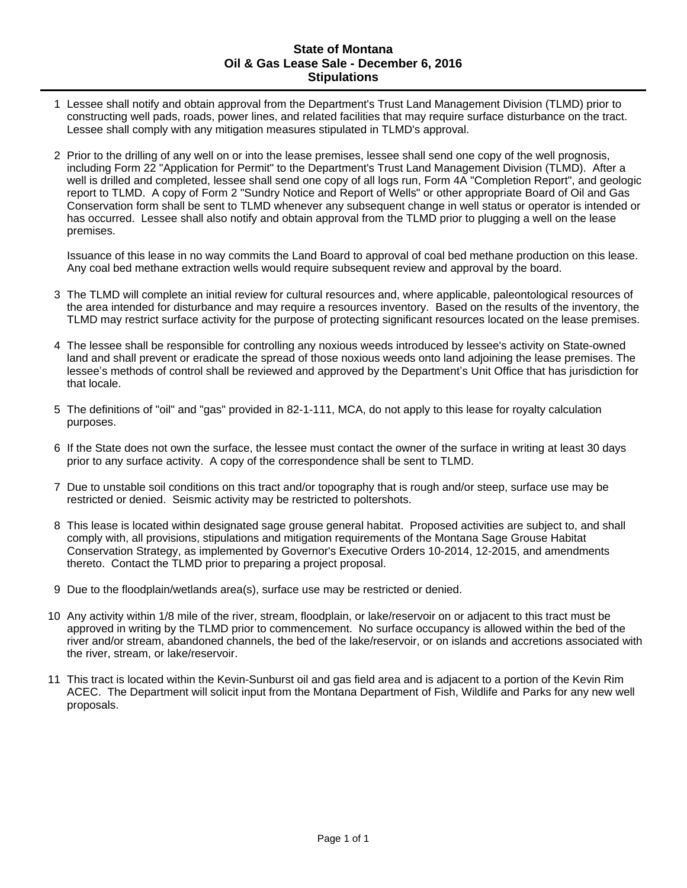# State of Montana
## Oil & Gas Lease Sale - December 6, 2016
## Stipulations

1. Lessee shall notify and obtain approval from the Department's Trust Land Management Division (TLMD) prior to constructing well pads, roads, power lines, and related facilities that may require surface disturbance on the tract. Lessee shall comply with any mitigation measures stipulated in TLMD's approval.

2. Prior to the drilling of any well on or into the lease premises, lessee shall send one copy of the well prognosis, including Form 22 "Application for Permit" to the Department's Trust Land Management Division (TLMD). After a well is drilled and completed, lessee shall send one copy of all logs run, Form 4A "Completion Report", and geologic report to TLMD. A copy of Form 2 "Sundry Notice and Report of Wells" or other appropriate Board of Oil and Gas Conservation form shall be sent to TLMD whenever any subsequent change in well status or operator is intended or has occurred. Lessee shall also notify and obtain approval from the TLMD prior to plugging a well on the lease premises.

   Issuance of this lease in no way commits the Land Board to approval of coal bed methane production on this lease. Any coal bed methane extraction wells would require subsequent review and approval by the board.

3. The TLMD will complete an initial review for cultural resources and, where applicable, paleontological resources of the area intended for disturbance and may require a resources inventory. Based on the results of the inventory, the TLMD may restrict surface activity for the purpose of protecting significant resources located on the lease premises.

4. The lessee shall be responsible for controlling any noxious weeds introduced by lessee's activity on State-owned land and shall prevent or eradicate the spread of those noxious weeds onto land adjoining the lease premises. The lessee's methods of control shall be reviewed and approved by the Department's Unit Office that has jurisdiction for that locale.

5. The definitions of "oil" and "gas" provided in 82-1-111, MCA, do not apply to this lease for royalty calculation purposes.

6. If the State does not own the surface, the lessee must contact the owner of the surface in writing at least 30 days prior to any surface activity. A copy of the correspondence shall be sent to TLMD.

7. Due to unstable soil conditions on this tract and/or topography that is rough and/or steep, surface use may be restricted or denied. Seismic activity may be restricted to poltershots.

8. This lease is located within designated sage grouse general habitat. Proposed activities are subject to, and shall comply with, all provisions, stipulations and mitigation requirements of the Montana Sage Grouse Habitat Conservation Strategy, as implemented by Governor's Executive Orders 10-2014, 12-2015, and amendments thereto. Contact the TLMD prior to preparing a project proposal.

9. Due to the floodplain/wetlands area(s), surface use may be restricted or denied.

10. Any activity within 1/8 mile of the river, stream, floodplain, or lake/reservoir on or adjacent to this tract must be approved in writing by the TLMD prior to commencement. No surface occupancy is allowed within the bed of the river and/or stream, abandoned channels, the bed of the lake/reservoir, or on islands and accretions associated with the river, stream, or lake/reservoir.

11. This tract is located within the Kevin-Sunburst oil and gas field area and is adjacent to a portion of the Kevin Rim ACEC. The Department will solicit input from the Montana Department of Fish, Wildlife and Parks for any new well proposals.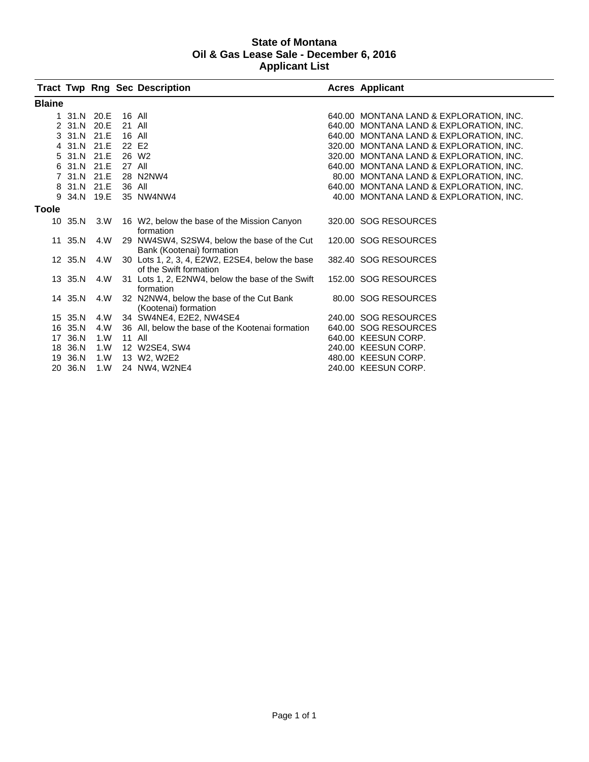# State of Montana
## Oil & Gas Lease Sale - December 6, 2016
## Applicant List

| Tract | Twp | Rng | Sec | Description | Acres | Applicant |
|---|---|---|---|---|---|---|
| **Blaine** | | | | | | |
| 1 | 31.N | 20.E | 16 | All | 640.00 | MONTANA LAND & EXPLORATION, INC. |
| 2 | 31.N | 20.E | 21 | All | 640.00 | MONTANA LAND & EXPLORATION, INC. |
| 3 | 31.N | 21.E | 16 | All | 640.00 | MONTANA LAND & EXPLORATION, INC. |
| 4 | 31.N | 21.E | 22 | E2 | 320.00 | MONTANA LAND & EXPLORATION, INC. |
| 5 | 31.N | 21.E | 26 | W2 | 320.00 | MONTANA LAND & EXPLORATION, INC. |
| 6 | 31.N | 21.E | 27 | All | 640.00 | MONTANA LAND & EXPLORATION, INC. |
| 7 | 31.N | 21.E | 28 | N2NW4 | 80.00 | MONTANA LAND & EXPLORATION, INC. |
| 8 | 31.N | 21.E | 36 | All | 640.00 | MONTANA LAND & EXPLORATION, INC. |
| 9 | 34.N | 19.E | 35 | NW4NW4 | 40.00 | MONTANA LAND & EXPLORATION, INC. |
| **Toole** | | | | | | |
| 10 | 35.N | 3.W | 16 | W2, below the base of the Mission Canyon formation | 320.00 | SOG RESOURCES |
| 11 | 35.N | 4.W | 29 | NW4SW4, S2SW4, below the base of the Cut Bank (Kootenai) formation | 120.00 | SOG RESOURCES |
| 12 | 35.N | 4.W | 30 | Lots 1, 2, 3, 4, E2W2, E2SE4, below the base of the Swift formation | 382.40 | SOG RESOURCES |
| 13 | 35.N | 4.W | 31 | Lots 1, 2, E2NW4, below the base of the Swift formation | 152.00 | SOG RESOURCES |
| 14 | 35.N | 4.W | 32 | N2NW4, below the base of the Cut Bank (Kootenai) formation | 80.00 | SOG RESOURCES |
| 15 | 35.N | 4.W | 34 | SW4NE4, E2E2, NW4SE4 | 240.00 | SOG RESOURCES |
| 16 | 35.N | 4.W | 36 | All, below the base of the Kootenai formation | 640.00 | SOG RESOURCES |
| 17 | 36.N | 1.W | 11 | All | 640.00 | KEESUN CORP. |
| 18 | 36.N | 1.W | 12 | W2SE4, SW4 | 240.00 | KEESUN CORP. |
| 19 | 36.N | 1.W | 13 | W2, W2E2 | 480.00 | KEESUN CORP. |
| 20 | 36.N | 1.W | 24 | NW4, W2NE4 | 240.00 | KEESUN CORP. |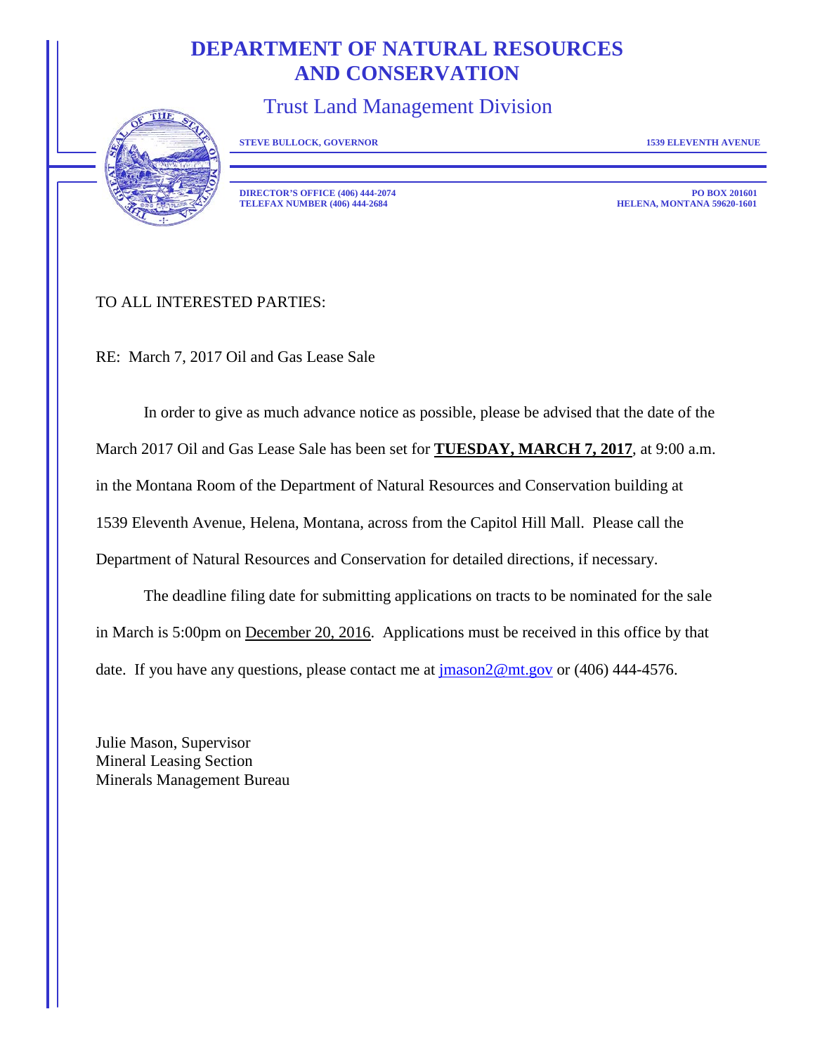# DEPARTMENT OF NATURAL RESOURCES AND CONSERVATION

## Trust Land Management Division

**STEVE BULLOCK, GOVERNOR** | **1539 ELEVENTH AVENUE**

**DIRECTOR'S OFFICE (406) 444-2074**
**TELEFAX NUMBER (406) 444-2684**

**PO BOX 201601**
**HELENA, MONTANA 59620-1601**

TO ALL INTERESTED PARTIES:

RE: March 7, 2017 Oil and Gas Lease Sale

In order to give as much advance notice as possible, please be advised that the date of the March 2017 Oil and Gas Lease Sale has been set for **TUESDAY, MARCH 7, 2017**, at 9:00 a.m. in the Montana Room of the Department of Natural Resources and Conservation building at 1539 Eleventh Avenue, Helena, Montana, across from the Capitol Hill Mall. Please call the Department of Natural Resources and Conservation for detailed directions, if necessary.

The deadline filing date for submitting applications on tracts to be nominated for the sale in March is 5:00pm on December 20, 2016. Applications must be received in this office by that date. If you have any questions, please contact me at jmason2@mt.gov or (406) 444-4576.

Julie Mason, Supervisor
Mineral Leasing Section
Minerals Management Bureau